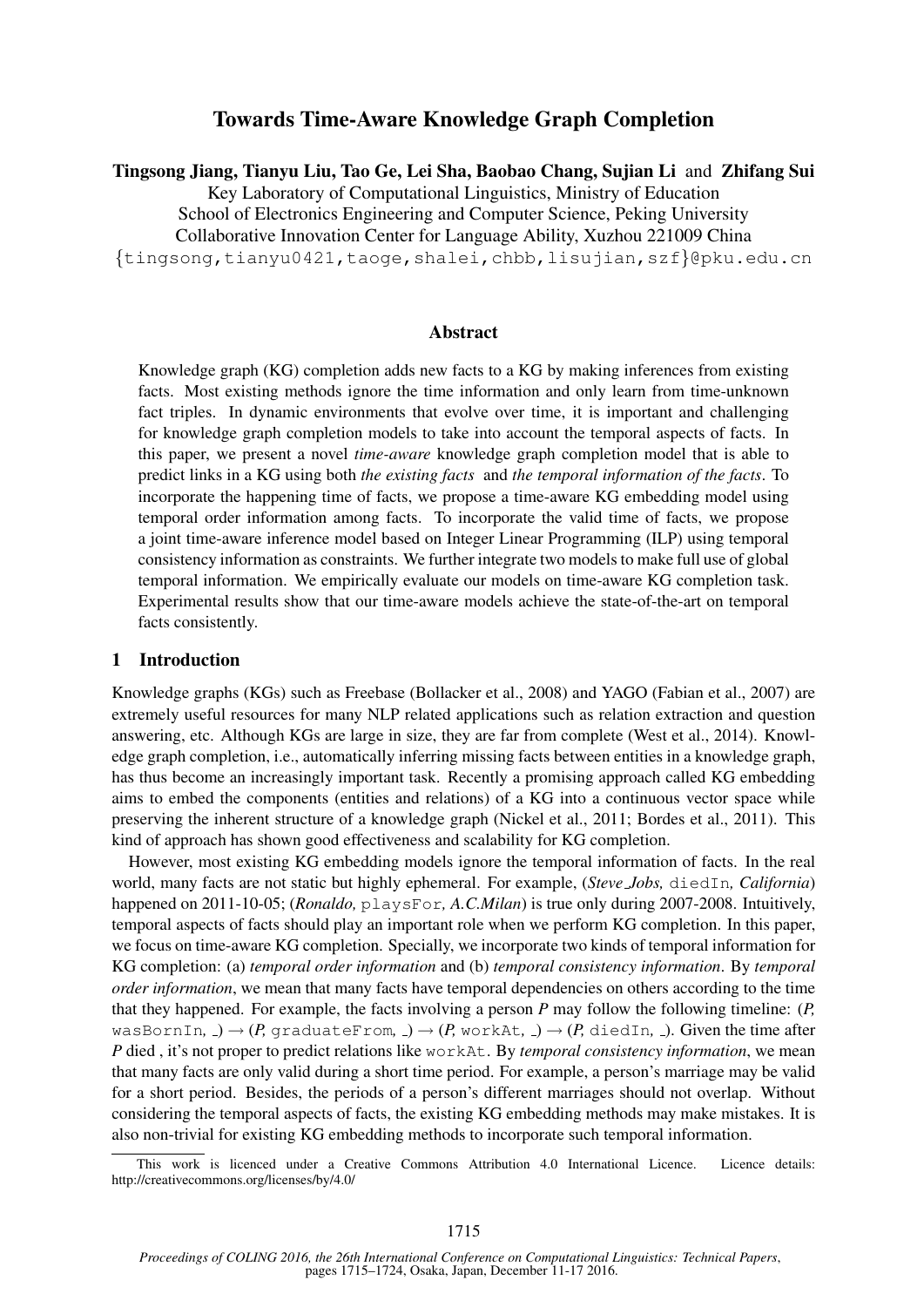# Towards Time-Aware Knowledge Graph Completion

**Tingsong Jiang, Tianyu Liu, Tao Ge, Lei Sha, Baobao Chang, Sujian Li** and **Zhifang Sui**

Key Laboratory of Computational Linguistics, Ministry of Education
School of Electronics Engineering and Computer Science, Peking University
Collaborative Innovation Center for Language Ability, Xuzhou 221009 China
{tingsong,tianyu0421,taoge,shalei,chbb,lisujian,szf}@pku.edu.cn

## Abstract

Knowledge graph (KG) completion adds new facts to a KG by making inferences from existing facts. Most existing methods ignore the time information and only learn from time-unknown fact triples. In dynamic environments that evolve over time, it is important and challenging for knowledge graph completion models to take into account the temporal aspects of facts. In this paper, we present a novel *time-aware* knowledge graph completion model that is able to predict links in a KG using both *the existing facts* and *the temporal information of the facts*. To incorporate the happening time of facts, we propose a time-aware KG embedding model using temporal order information among facts. To incorporate the valid time of facts, we propose a joint time-aware inference model based on Integer Linear Programming (ILP) using temporal consistency information as constraints. We further integrate two models to make full use of global temporal information. We empirically evaluate our models on time-aware KG completion task. Experimental results show that our time-aware models achieve the state-of-the-art on temporal facts consistently.

## 1 Introduction

Knowledge graphs (KGs) such as Freebase (Bollacker et al., 2008) and YAGO (Fabian et al., 2007) are extremely useful resources for many NLP related applications such as relation extraction and question answering, etc. Although KGs are large in size, they are far from complete (West et al., 2014). Knowledge graph completion, i.e., automatically inferring missing facts between entities in a knowledge graph, has thus become an increasingly important task. Recently a promising approach called KG embedding aims to embed the components (entities and relations) of a KG into a continuous vector space while preserving the inherent structure of a knowledge graph (Nickel et al., 2011; Bordes et al., 2011). This kind of approach has shown good effectiveness and scalability for KG completion.

However, most existing KG embedding models ignore the temporal information of facts. In the real world, many facts are not static but highly ephemeral. For example, (*Steve_Jobs,* `diedIn`*, California*) happened on 2011-10-05; (*Ronaldo,* `playsFor`*, A.C.Milan*) is true only during 2007-2008. Intuitively, temporal aspects of facts should play an important role when we perform KG completion. In this paper, we focus on time-aware KG completion. Specially, we incorporate two kinds of temporal information for KG completion: (a) *temporal order information* and (b) *temporal consistency information*. By *temporal order information*, we mean that many facts have temporal dependencies on others according to the time that they happened. For example, the facts involving a person *P* may follow the following timeline: (*P,* `wasBornIn`*,* _) → (*P,* `graduateFrom`*,* _) → (*P,* `workAt`*,* _) → (*P,* `diedIn`*,* _). Given the time after *P* died , it's not proper to predict relations like `workAt`. By *temporal consistency information*, we mean that many facts are only valid during a short time period. For example, a person's marriage may be valid for a short period. Besides, the periods of a person's different marriages should not overlap. Without considering the temporal aspects of facts, the existing KG embedding methods may make mistakes. It is also non-trivial for existing KG embedding methods to incorporate such temporal information.

This work is licenced under a Creative Commons Attribution 4.0 International Licence. Licence details: http://creativecommons.org/licenses/by/4.0/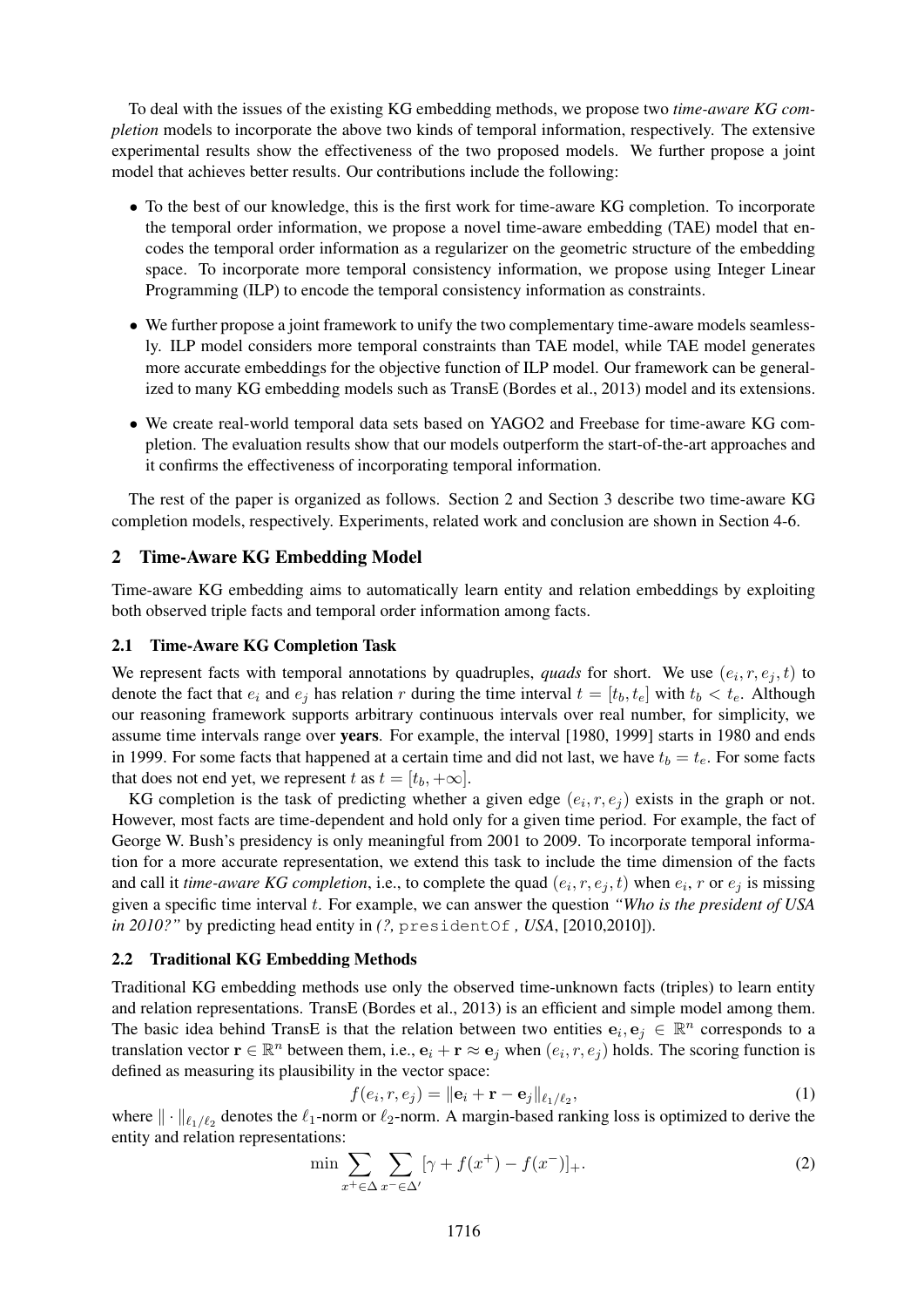To deal with the issues of the existing KG embedding methods, we propose two *time-aware KG completion* models to incorporate the above two kinds of temporal information, respectively. The extensive experimental results show the effectiveness of the two proposed models. We further propose a joint model that achieves better results. Our contributions include the following:

- To the best of our knowledge, this is the first work for time-aware KG completion. To incorporate the temporal order information, we propose a novel time-aware embedding (TAE) model that encodes the temporal order information as a regularizer on the geometric structure of the embedding space. To incorporate more temporal consistency information, we propose using Integer Linear Programming (ILP) to encode the temporal consistency information as constraints.
- We further propose a joint framework to unify the two complementary time-aware models seamlessly. ILP model considers more temporal constraints than TAE model, while TAE model generates more accurate embeddings for the objective function of ILP model. Our framework can be generalized to many KG embedding models such as TransE (Bordes et al., 2013) model and its extensions.
- We create real-world temporal data sets based on YAGO2 and Freebase for time-aware KG completion. The evaluation results show that our models outperform the start-of-the-art approaches and it confirms the effectiveness of incorporating temporal information.

The rest of the paper is organized as follows. Section 2 and Section 3 describe two time-aware KG completion models, respectively. Experiments, related work and conclusion are shown in Section 4-6.

## 2 Time-Aware KG Embedding Model

Time-aware KG embedding aims to automatically learn entity and relation embeddings by exploiting both observed triple facts and temporal order information among facts.

### 2.1 Time-Aware KG Completion Task

We represent facts with temporal annotations by quadruples, *quads* for short. We use $(e_i, r, e_j, t)$ to denote the fact that $e_i$ and $e_j$ has relation $r$ during the time interval $t = [t_b, t_e]$ with $t_b < t_e$. Although our reasoning framework supports arbitrary continuous intervals over real number, for simplicity, we assume time intervals range over **years**. For example, the interval [1980, 1999] starts in 1980 and ends in 1999. For some facts that happened at a certain time and did not last, we have $t_b = t_e$. For some facts that does not end yet, we represent $t$ as $t = [t_b, +\infty]$.

KG completion is the task of predicting whether a given edge $(e_i, r, e_j)$ exists in the graph or not. However, most facts are time-dependent and hold only for a given time period. For example, the fact of George W. Bush's presidency is only meaningful from 2001 to 2009. To incorporate temporal information for a more accurate representation, we extend this task to include the time dimension of the facts and call it *time-aware KG completion*, i.e., to complete the quad $(e_i, r, e_j, t)$ when $e_i$, $r$ or $e_j$ is missing given a specific time interval $t$. For example, we can answer the question *"Who is the president of USA in 2010?"* by predicting head entity in *(?,* `presidentOf` *, USA*, [2010,2010]).

### 2.2 Traditional KG Embedding Methods

Traditional KG embedding methods use only the observed time-unknown facts (triples) to learn entity and relation representations. TransE (Bordes et al., 2013) is an efficient and simple model among them. The basic idea behind TransE is that the relation between two entities $\mathbf{e}_i, \mathbf{e}_j \in \mathbb{R}^n$ corresponds to a translation vector $\mathbf{r} \in \mathbb{R}^n$ between them, i.e., $\mathbf{e}_i + \mathbf{r} \approx \mathbf{e}_j$ when $(e_i, r, e_j)$ holds. The scoring function is defined as measuring its plausibility in the vector space:

$$f(e_i, r, e_j) = \|\mathbf{e}_i + \mathbf{r} - \mathbf{e}_j\|_{\ell_1/\ell_2}, \tag{1}$$

where $\|\cdot\|_{\ell_1/\ell_2}$ denotes the $\ell_1$-norm or $\ell_2$-norm. A margin-based ranking loss is optimized to derive the entity and relation representations:

$$\min \sum_{x^+ \in \Delta} \sum_{x^- \in \Delta'} [\gamma + f(x^+) - f(x^-)]_+. \tag{2}$$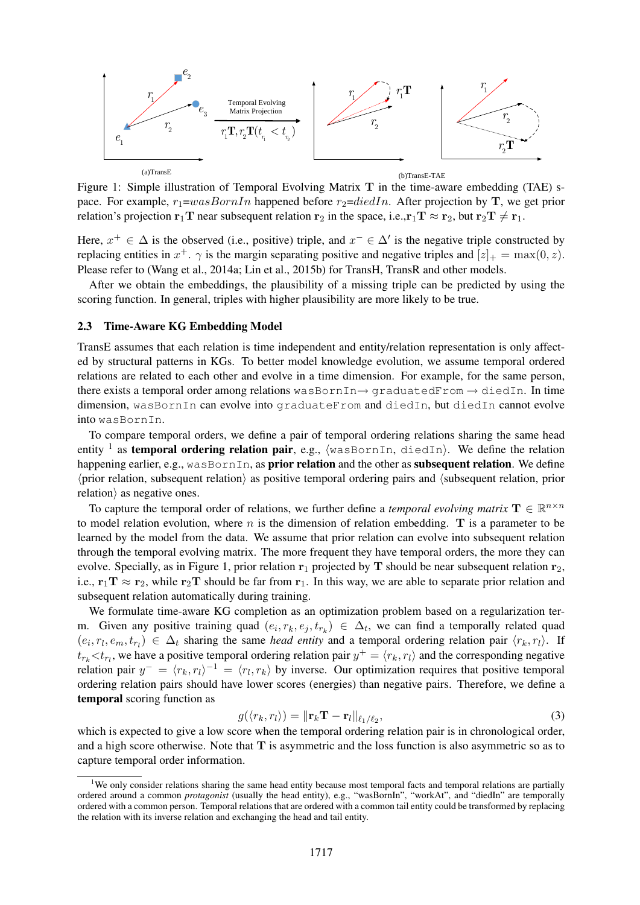Figure 1: Simple illustration of Temporal Evolving Matrix $\mathbf{T}$ in the time-aware embedding (TAE) space. For example, $r_1$=$wasBornIn$ happened before $r_2$=$diedIn$. After projection by $\mathbf{T}$, we get prior relation's projection $\mathbf{r}_1\mathbf{T}$ near subsequent relation $\mathbf{r}_2$ in the space, i.e.,$\mathbf{r}_1\mathbf{T} \approx \mathbf{r}_2$, but $\mathbf{r}_2\mathbf{T} \neq \mathbf{r}_1$.

Here, $x^+ \in \Delta$ is the observed (i.e., positive) triple, and $x^- \in \Delta'$ is the negative triple constructed by replacing entities in $x^+$. $\gamma$ is the margin separating positive and negative triples and $[z]_+ = \max(0, z)$. Please refer to (Wang et al., 2014a; Lin et al., 2015b) for TransH, TransR and other models.

After we obtain the embeddings, the plausibility of a missing triple can be predicted by using the scoring function. In general, triples with higher plausibility are more likely to be true.

### 2.3 Time-Aware KG Embedding Model

TransE assumes that each relation is time independent and entity/relation representation is only affected by structural patterns in KGs. To better model knowledge evolution, we assume temporal ordered relations are related to each other and evolve in a time dimension. For example, for the same person, there exists a temporal order among relations `wasBornIn`→ `graduatedFrom` → `diedIn`. In time dimension, `wasBornIn` can evolve into `graduateFrom` and `diedIn`, but `diedIn` cannot evolve into `wasBornIn`.

To compare temporal orders, we define a pair of temporal ordering relations sharing the same head entity [1] as **temporal ordering relation pair**, e.g., ⟨`wasBornIn`, `diedIn`⟩. We define the relation happening earlier, e.g., `wasBornIn`, as **prior relation** and the other as **subsequent relation**. We define ⟨prior relation, subsequent relation⟩ as positive temporal ordering pairs and ⟨subsequent relation, prior relation⟩ as negative ones.

To capture the temporal order of relations, we further define a *temporal evolving matrix* $\mathbf{T} \in \mathbb{R}^{n \times n}$ to model relation evolution, where $n$ is the dimension of relation embedding. $\mathbf{T}$ is a parameter to be learned by the model from the data. We assume that prior relation can evolve into subsequent relation through the temporal evolving matrix. The more frequent they have temporal orders, the more they can evolve. Specially, as in Figure 1, prior relation $\mathbf{r}_1$ projected by $\mathbf{T}$ should be near subsequent relation $\mathbf{r}_2$, i.e., $\mathbf{r}_1\mathbf{T} \approx \mathbf{r}_2$, while $\mathbf{r}_2\mathbf{T}$ should be far from $\mathbf{r}_1$. In this way, we are able to separate prior relation and subsequent relation automatically during training.

We formulate time-aware KG completion as an optimization problem based on a regularization term. Given any positive training quad $(e_i, r_k, e_j, t_{r_k}) \in \Delta_t$, we can find a temporally related quad $(e_i, r_l, e_m, t_{r_l}) \in \Delta_t$ sharing the same *head entity* and a temporal ordering relation pair $\langle r_k, r_l \rangle$. If $t_{r_k} < t_{r_l}$, we have a positive temporal ordering relation pair $y^+ = \langle r_k, r_l \rangle$ and the corresponding negative relation pair $y^- = \langle r_k, r_l \rangle^{-1} = \langle r_l, r_k \rangle$ by inverse. Our optimization requires that positive temporal ordering relation pairs should have lower scores (energies) than negative pairs. Therefore, we define a **temporal** scoring function as

$$g(\langle r_k, r_l \rangle) = \|\mathbf{r}_k\mathbf{T} - \mathbf{r}_l\|_{\ell_1/\ell_2}, \tag{3}$$

which is expected to give a low score when the temporal ordering relation pair is in chronological order, and a high score otherwise. Note that $\mathbf{T}$ is asymmetric and the loss function is also asymmetric so as to capture temporal order information.

[1] We only consider relations sharing the same head entity because most temporal facts and temporal relations are partially ordered around a common *protagonist* (usually the head entity), e.g., "wasBornIn", "workAt", and "diedIn" are temporally ordered with a common person. Temporal relations that are ordered with a common tail entity could be transformed by replacing the relation with its inverse relation and exchanging the head and tail entity.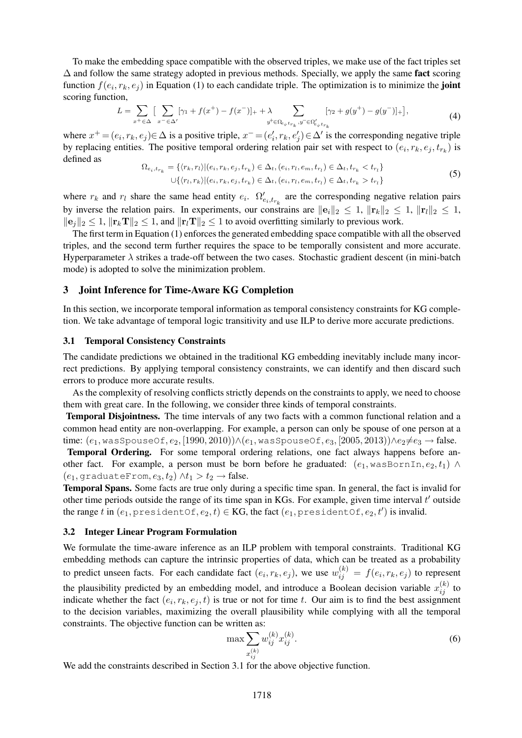To make the embedding space compatible with the observed triples, we make use of the fact triples set $\Delta$ and follow the same strategy adopted in previous methods. Specially, we apply the same **fact** scoring function $f(e_i, r_k, e_j)$ in Equation (1) to each candidate triple. The optimization is to minimize the **joint** scoring function,

$$L = \sum_{x^+ \in \Delta} \Big[ \sum_{x^- \in \Delta'} [\gamma_1 + f(x^+) - f(x^-)]_+ + \lambda \sum_{y^+ \in \Omega_{e_i, t_{r_k}}, y^- \in \Omega'_{e_i, t_{r_k}}} [\gamma_2 + g(y^+) - g(y^-)]_+ \Big], \tag{4}$$

where $x^+ = (e_i, r_k, e_j) \in \Delta$ is a positive triple, $x^- = (e'_i, r_k, e'_j) \in \Delta'$ is the corresponding negative triple by replacing entities. The positive temporal ordering relation pair set with respect to $(e_i, r_k, e_j, t_{r_k})$ is defined as

$$\begin{aligned} \Omega_{e_i, t_{r_k}} = & \{\langle r_k, r_l \rangle | (e_i, r_k, e_j, t_{r_k}) \in \Delta_t, (e_i, r_l, e_m, t_{r_l}) \in \Delta_t, t_{r_k} < t_{r_l}\} \\ & \cup \{\langle r_l, r_k \rangle | (e_i, r_k, e_j, t_{r_k}) \in \Delta_t, (e_i, r_l, e_m, t_{r_l}) \in \Delta_t, t_{r_k} > t_{r_l}\} \end{aligned} \tag{5}$$

where $r_k$ and $r_l$ share the same head entity $e_i$. $\Omega'_{e_i, t_{r_k}}$ are the corresponding negative relation pairs by inverse the relation pairs. In experiments, our constrains are $\|\mathbf{e}_i\|_2 \leq 1$, $\|\mathbf{r}_k\|_2 \leq 1$, $\|\mathbf{r}_l\|_2 \leq 1$, $\|\mathbf{e}_j\|_2 \leq 1$, $\|\mathbf{r}_k \mathbf{T}\|_2 \leq 1$, and $\|\mathbf{r}_l \mathbf{T}\|_2 \leq 1$ to avoid overfitting similarly to previous work.

The first term in Equation (1) enforces the generated embedding space compatible with all the observed triples, and the second term further requires the space to be temporally consistent and more accurate. Hyperparameter $\lambda$ strikes a trade-off between the two cases. Stochastic gradient descent (in mini-batch mode) is adopted to solve the minimization problem.

## 3 Joint Inference for Time-Aware KG Completion

In this section, we incorporate temporal information as temporal consistency constraints for KG completion. We take advantage of temporal logic transitivity and use ILP to derive more accurate predictions.

### 3.1 Temporal Consistency Constraints

The candidate predictions we obtained in the traditional KG embedding inevitably include many incorrect predictions. By applying temporal consistency constraints, we can identify and then discard such errors to produce more accurate results.

As the complexity of resolving conflicts strictly depends on the constraints to apply, we need to choose them with great care. In the following, we consider three kinds of temporal constraints.

**Temporal Disjointness.** The time intervals of any two facts with a common functional relation and a common head entity are non-overlapping. For example, a person can only be spouse of one person at a time: $(e_1, \texttt{wasSpouseOf}, e_2, [1990, 2010)) \wedge (e_1, \texttt{wasSpouseOf}, e_3, [2005, 2013)) \wedge e_2 \neq e_3 \rightarrow$ false.

**Temporal Ordering.** For some temporal ordering relations, one fact always happens before another fact. For example, a person must be born before he graduated: $(e_1, \texttt{wasBornIn}, e_2, t_1) \wedge (e_1, \texttt{graduateFrom}, e_3, t_2) \wedge t_1 > t_2 \rightarrow$ false.

**Temporal Spans.** Some facts are true only during a specific time span. In general, the fact is invalid for other time periods outside the range of its time span in KGs. For example, given time interval $t'$ outside the range $t$ in $(e_1, \texttt{presidentOf}, e_2, t) \in$ KG, the fact $(e_1, \texttt{presidentOf}, e_2, t')$ is invalid.

### 3.2 Integer Linear Program Formulation

We formulate the time-aware inference as an ILP problem with temporal constraints. Traditional KG embedding methods can capture the intrinsic properties of data, which can be treated as a probability to predict unseen facts. For each candidate fact $(e_i, r_k, e_j)$, we use $w_{ij}^{(k)} = f(e_i, r_k, e_j)$ to represent the plausibility predicted by an embedding model, and introduce a Boolean decision variable $x_{ij}^{(k)}$ to indicate whether the fact $(e_i, r_k, e_j, t)$ is true or not for time $t$. Our aim is to find the best assignment to the decision variables, maximizing the overall plausibility while complying with all the temporal constraints. The objective function can be written as:

$$\max_{x_{ij}^{(k)}} \sum w_{ij}^{(k)} x_{ij}^{(k)}. \tag{6}$$

We add the constraints described in Section 3.1 for the above objective function.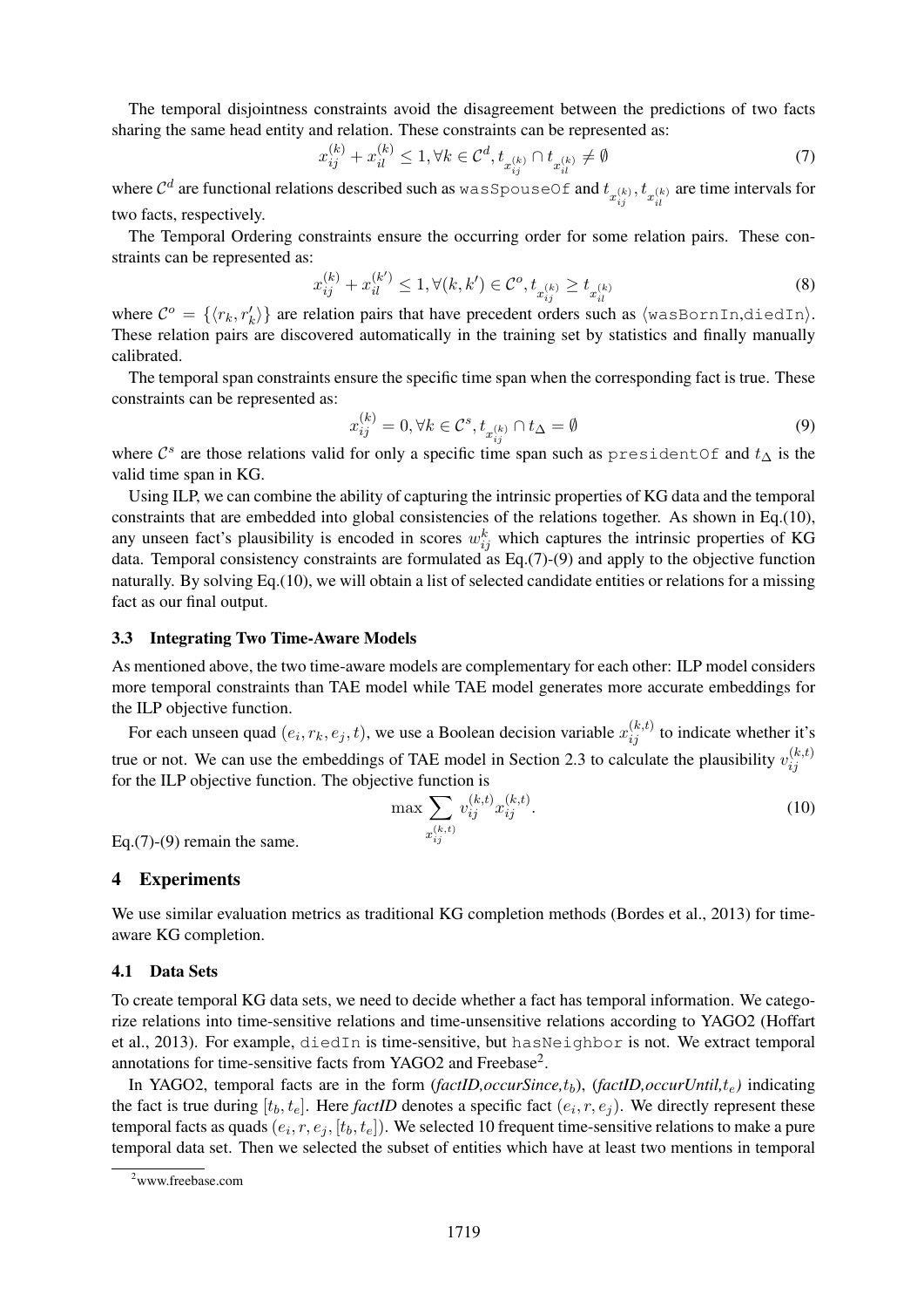The temporal disjointness constraints avoid the disagreement between the predictions of two facts sharing the same head entity and relation. These constraints can be represented as:

$$x_{ij}^{(k)} + x_{il}^{(k)} \leq 1, \forall k \in \mathcal{C}^d, t_{x_{ij}^{(k)}} \cap t_{x_{il}^{(k)}} \neq \emptyset \tag{7}$$

where $\mathcal{C}^d$ are functional relations described such as `wasSpouseOf` and $t_{x_{ij}^{(k)}}, t_{x_{il}^{(k)}}$ are time intervals for two facts, respectively.

The Temporal Ordering constraints ensure the occurring order for some relation pairs. These constraints can be represented as:

$$x_{ij}^{(k)} + x_{il}^{(k')} \leq 1, \forall (k, k') \in \mathcal{C}^o, t_{x_{ij}^{(k)}} \geq t_{x_{il}^{(k)}} \tag{8}$$

where $\mathcal{C}^o = \{\langle r_k, r'_k \rangle\}$ are relation pairs that have precedent orders such as $\langle$`wasBornIn`,`diedIn`$\rangle$. These relation pairs are discovered automatically in the training set by statistics and finally manually calibrated.

The temporal span constraints ensure the specific time span when the corresponding fact is true. These constraints can be represented as:

$$x_{ij}^{(k)} = 0, \forall k \in \mathcal{C}^s, t_{x_{ij}^{(k)}} \cap t_{\Delta} = \emptyset \tag{9}$$

where $\mathcal{C}^s$ are those relations valid for only a specific time span such as `presidentOf` and $t_\Delta$ is the valid time span in KG.

Using ILP, we can combine the ability of capturing the intrinsic properties of KG data and the temporal constraints that are embedded into global consistencies of the relations together. As shown in Eq.(10), any unseen fact's plausibility is encoded in scores $w_{ij}^k$ which captures the intrinsic properties of KG data. Temporal consistency constraints are formulated as Eq.(7)-(9) and apply to the objective function naturally. By solving Eq.(10), we will obtain a list of selected candidate entities or relations for a missing fact as our final output.

### 3.3 Integrating Two Time-Aware Models

As mentioned above, the two time-aware models are complementary for each other: ILP model considers more temporal constraints than TAE model while TAE model generates more accurate embeddings for the ILP objective function.

For each unseen quad $(e_i, r_k, e_j, t)$, we use a Boolean decision variable $x_{ij}^{(k,t)}$ to indicate whether it's true or not. We can use the embeddings of TAE model in Section 2.3 to calculate the plausibility $v_{ij}^{(k,t)}$ for the ILP objective function. The objective function is

$$\max_{x_{ij}^{(k,t)}} \sum v_{ij}^{(k,t)} x_{ij}^{(k,t)}. \tag{10}$$

Eq.(7)-(9) remain the same.

## 4 Experiments

We use similar evaluation metrics as traditional KG completion methods (Bordes et al., 2013) for time-aware KG completion.

### 4.1 Data Sets

To create temporal KG data sets, we need to decide whether a fact has temporal information. We categorize relations into time-sensitive relations and time-unsensitive relations according to YAGO2 (Hoffart et al., 2013). For example, `diedIn` is time-sensitive, but `hasNeighbor` is not. We extract temporal annotations for time-sensitive facts from YAGO2 and Freebase[2].

In YAGO2, temporal facts are in the form (*factID,occurSince,$t_b$*), (*factID,occurUntil,$t_e$*) indicating the fact is true during $[t_b, t_e]$. Here *factID* denotes a specific fact $(e_i, r, e_j)$. We directly represent these temporal facts as quads $(e_i, r, e_j, [t_b, t_e])$. We selected 10 frequent time-sensitive relations to make a pure temporal data set. Then we selected the subset of entities which have at least two mentions in temporal

[2] www.freebase.com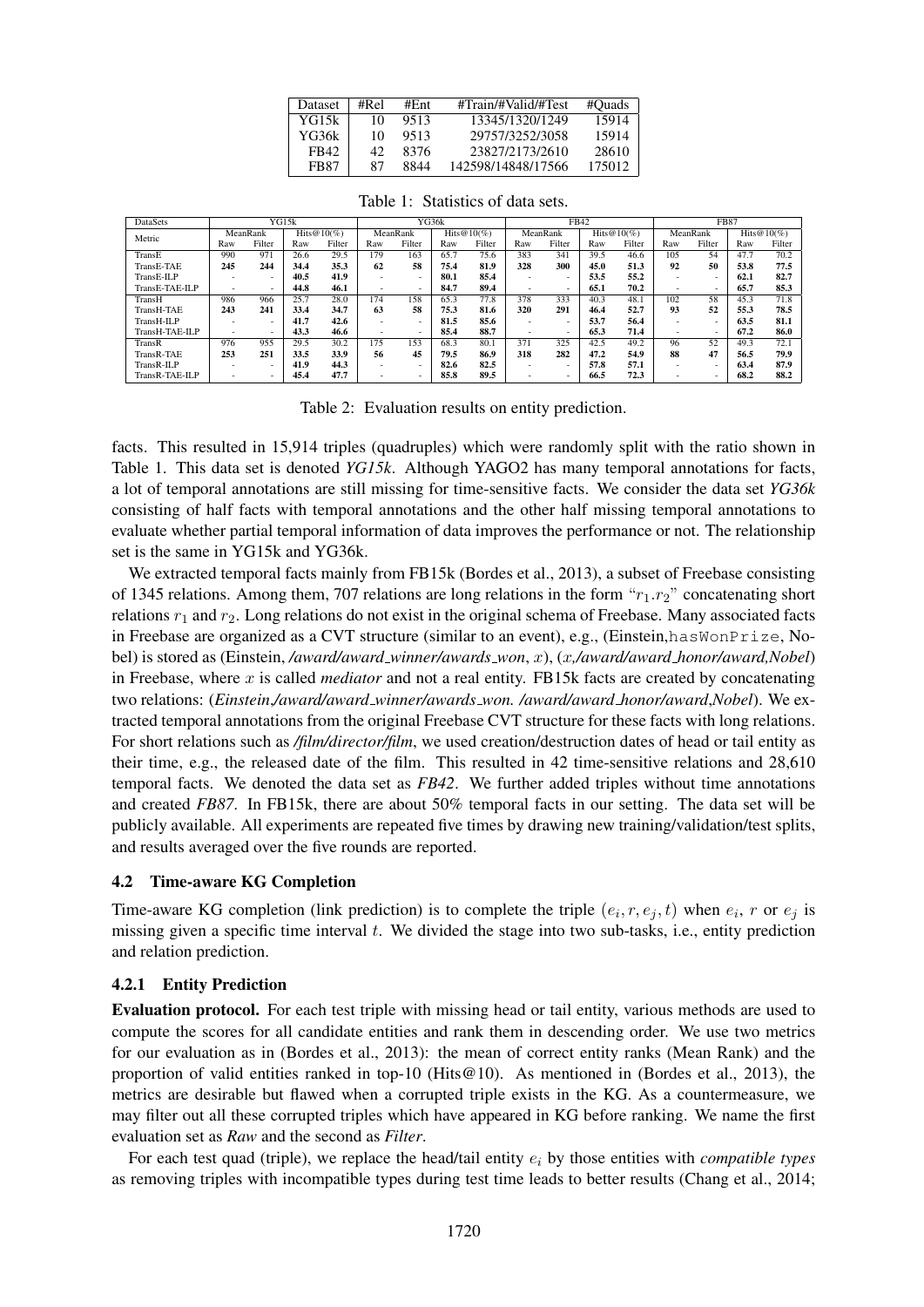| Dataset | #Rel | #Ent | #Train/#Valid/#Test | #Quads |
|---|---|---|---|---|
| YG15k | 10 | 9513 | 13345/1320/1249 | 15914 |
| YG36k | 10 | 9513 | 29757/3252/3058 | 15914 |
| FB42 | 42 | 8376 | 23827/2173/2610 | 28610 |
| FB87 | 87 | 8844 | 142598/14848/17566 | 175012 |

Table 1: Statistics of data sets.

| DataSets | YG15k | | | | YG36k | | | | FB42 | | | | FB87 | | | |
|---|---|---|---|---|---|---|---|---|---|---|---|---|---|---|---|---|
| Metric | MeanRank | | Hits@10(%) | | MeanRank | | Hits@10(%) | | MeanRank | | Hits@10(%) | | MeanRank | | Hits@10(%) | |
| | Raw | Filter | Raw | Filter | Raw | Filter | Raw | Filter | Raw | Filter | Raw | Filter | Raw | Filter | Raw | Filter |
| TransE | 990 | 971 | 26.6 | 29.5 | 179 | 163 | 65.7 | 75.6 | 383 | 341 | 39.5 | 46.6 | 105 | 54 | 47.7 | 70.2 |
| TransE-TAE | **245** | **244** | **34.4** | **35.3** | **62** | **58** | **75.4** | **81.9** | **328** | **300** | **45.0** | **51.3** | **92** | **50** | **53.8** | **77.5** |
| TransE-ILP | - | - | **40.5** | **41.9** | - | - | **80.1** | **85.4** | - | - | **53.5** | **55.2** | - | - | **62.1** | **82.7** |
| TransE-TAE-ILP | - | - | **44.8** | **46.1** | - | - | **84.7** | **89.4** | - | - | **65.1** | **70.2** | - | - | **65.7** | **85.3** |
| TransH | 986 | 966 | 25.7 | 28.0 | 174 | 158 | 65.3 | 77.8 | 378 | 333 | 40.3 | 48.1 | 102 | 58 | 45.3 | 71.8 |
| TransH-TAE | **243** | **241** | **33.4** | **34.7** | **63** | **58** | **75.3** | **81.6** | **320** | **291** | **46.4** | **52.7** | **93** | **52** | **55.3** | **78.5** |
| TransH-ILP | - | - | **41.7** | **42.6** | - | - | **81.5** | **85.6** | - | - | **53.7** | **56.4** | - | - | **63.5** | **81.1** |
| TransH-TAE-ILP | - | - | **43.3** | **46.6** | - | - | **85.4** | **88.7** | - | - | **65.3** | **71.4** | - | - | **67.2** | **86.0** |
| TransR | 976 | 955 | 29.5 | 30.2 | 175 | 153 | 68.3 | 80.1 | 371 | 325 | 42.5 | 49.2 | 96 | 52 | 49.3 | 72.1 |
| TransR-TAE | **253** | **251** | **33.5** | **33.9** | **56** | **45** | **79.5** | **86.9** | **318** | **282** | **47.2** | **54.9** | **88** | **47** | **56.5** | **79.9** |
| TransR-ILP | - | - | **41.9** | **44.3** | - | - | **82.6** | **82.5** | - | - | **57.8** | **57.1** | - | - | **63.4** | **87.9** |
| TransR-TAE-ILP | - | - | **45.4** | **47.7** | - | - | **85.8** | **89.5** | - | - | **66.5** | **72.3** | - | - | **68.2** | **88.2** |

Table 2: Evaluation results on entity prediction.

facts. This resulted in 15,914 triples (quadruples) which were randomly split with the ratio shown in Table 1. This data set is denoted *YG15k*. Although YAGO2 has many temporal annotations for facts, a lot of temporal annotations are still missing for time-sensitive facts. We consider the data set *YG36k* consisting of half facts with temporal annotations and the other half missing temporal annotations to evaluate whether partial temporal information of data improves the performance or not. The relationship set is the same in YG15k and YG36k.

We extracted temporal facts mainly from FB15k (Bordes et al., 2013), a subset of Freebase consisting of 1345 relations. Among them, 707 relations are long relations in the form "$r_1.r_2$" concatenating short relations $r_1$ and $r_2$. Long relations do not exist in the original schema of Freebase. Many associated facts in Freebase are organized as a CVT structure (similar to an event), e.g., (Einstein,`hasWonPrize`, Nobel) is stored as (Einstein, */award/award_winner/awards_won*, $x$), ($x$,*/award/award_honor/award,Nobel*) in Freebase, where $x$ is called *mediator* and not a real entity. FB15k facts are created by concatenating two relations: (*Einstein,/award/award_winner/awards_won. /award/award_honor/award*,*Nobel*). We extracted temporal annotations from the original Freebase CVT structure for these facts with long relations. For short relations such as */film/director/film*, we used creation/destruction dates of head or tail entity as their time, e.g., the released date of the film. This resulted in 42 time-sensitive relations and 28,610 temporal facts. We denoted the data set as *FB42*. We further added triples without time annotations and created *FB87*. In FB15k, there are about 50% temporal facts in our setting. The data set will be publicly available. All experiments are repeated five times by drawing new training/validation/test splits, and results averaged over the five rounds are reported.

### 4.2 Time-aware KG Completion

Time-aware KG completion (link prediction) is to complete the triple $(e_i, r, e_j, t)$ when $e_i$, $r$ or $e_j$ is missing given a specific time interval $t$. We divided the stage into two sub-tasks, i.e., entity prediction and relation prediction.

#### 4.2.1 Entity Prediction

**Evaluation protocol.** For each test triple with missing head or tail entity, various methods are used to compute the scores for all candidate entities and rank them in descending order. We use two metrics for our evaluation as in (Bordes et al., 2013): the mean of correct entity ranks (Mean Rank) and the proportion of valid entities ranked in top-10 (Hits@10). As mentioned in (Bordes et al., 2013), the metrics are desirable but flawed when a corrupted triple exists in the KG. As a countermeasure, we may filter out all these corrupted triples which have appeared in KG before ranking. We name the first evaluation set as *Raw* and the second as *Filter*.

For each test quad (triple), we replace the head/tail entity $e_i$ by those entities with *compatible types* as removing triples with incompatible types during test time leads to better results (Chang et al., 2014;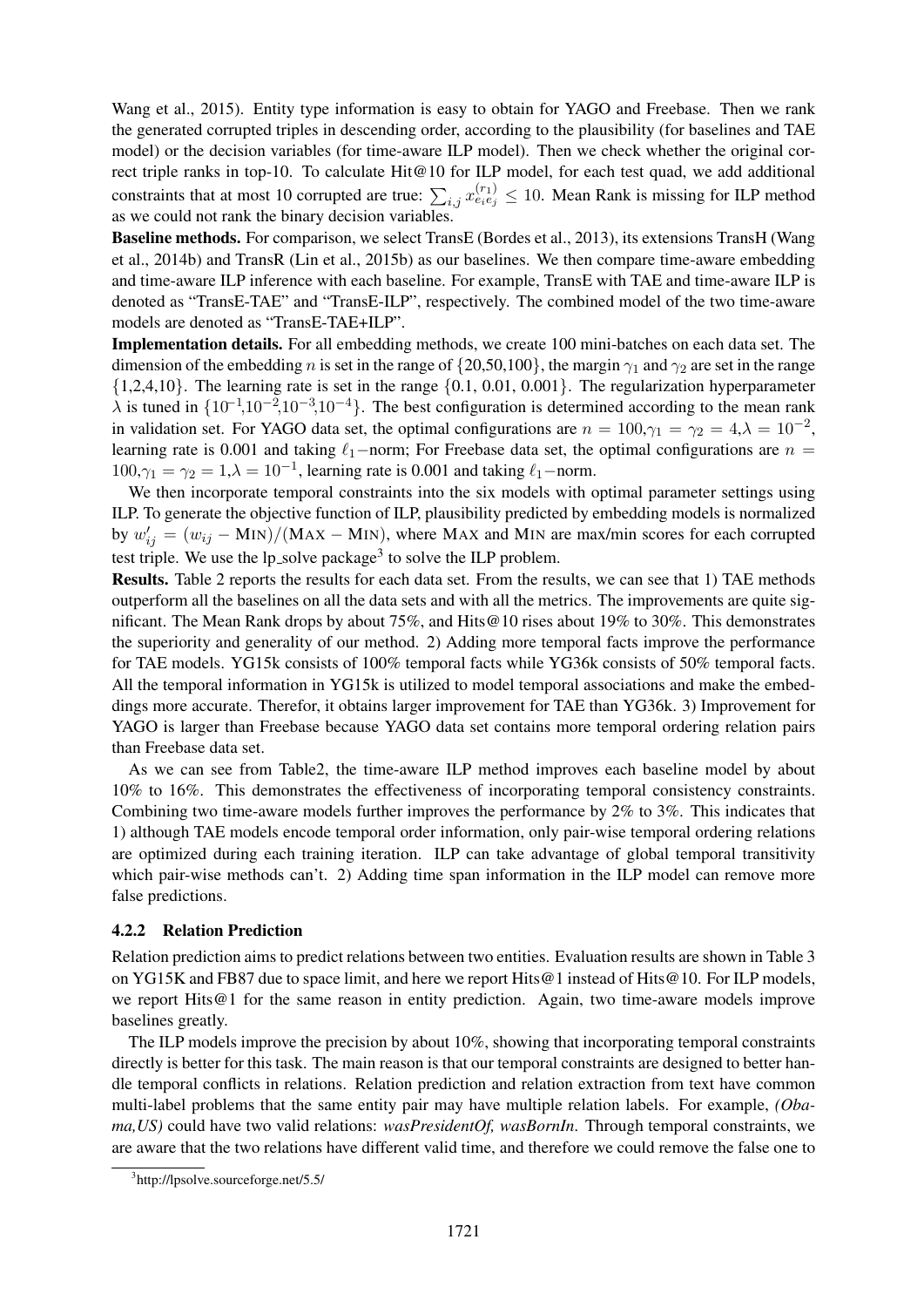Wang et al., 2015). Entity type information is easy to obtain for YAGO and Freebase. Then we rank the generated corrupted triples in descending order, according to the plausibility (for baselines and TAE model) or the decision variables (for time-aware ILP model). Then we check whether the original correct triple ranks in top-10. To calculate Hit@10 for ILP model, for each test quad, we add additional constraints that at most 10 corrupted are true: $\sum_{i,j} x^{(r_1)}_{e_i e_j} \leq 10$. Mean Rank is missing for ILP method as we could not rank the binary decision variables.

**Baseline methods.** For comparison, we select TransE (Bordes et al., 2013), its extensions TransH (Wang et al., 2014b) and TransR (Lin et al., 2015b) as our baselines. We then compare time-aware embedding and time-aware ILP inference with each baseline. For example, TransE with TAE and time-aware ILP is denoted as "TransE-TAE" and "TransE-ILP", respectively. The combined model of the two time-aware models are denoted as "TransE-TAE+ILP".

**Implementation details.** For all embedding methods, we create 100 mini-batches on each data set. The dimension of the embedding $n$ is set in the range of $\{20,50,100\}$, the margin $\gamma_1$ and $\gamma_2$ are set in the range $\{1,2,4,10\}$. The learning rate is set in the range $\{0.1, 0.01, 0.001\}$. The regularization hyperparameter $\lambda$ is tuned in $\{10^{-1},10^{-2},10^{-3},10^{-4}\}$. The best configuration is determined according to the mean rank in validation set. For YAGO data set, the optimal configurations are $n = 100, \gamma_1 = \gamma_2 = 4, \lambda = 10^{-2}$, learning rate is 0.001 and taking $\ell_1-$norm; For Freebase data set, the optimal configurations are $n = 100, \gamma_1 = \gamma_2 = 1, \lambda = 10^{-1}$, learning rate is 0.001 and taking $\ell_1-$norm.

We then incorporate temporal constraints into the six models with optimal parameter settings using ILP. To generate the objective function of ILP, plausibility predicted by embedding models is normalized by $w'_{ij} = (w_{ij} - \text{MIN})/(\text{MAX} - \text{MIN})$, where MAX and MIN are max/min scores for each corrupted test triple. We use the lp_solve package[3] to solve the ILP problem.

**Results.** Table 2 reports the results for each data set. From the results, we can see that 1) TAE methods outperform all the baselines on all the data sets and with all the metrics. The improvements are quite significant. The Mean Rank drops by about 75%, and Hits@10 rises about 19% to 30%. This demonstrates the superiority and generality of our method. 2) Adding more temporal facts improve the performance for TAE models. YG15k consists of 100% temporal facts while YG36k consists of 50% temporal facts. All the temporal information in YG15k is utilized to model temporal associations and make the embeddings more accurate. Therefor, it obtains larger improvement for TAE than YG36k. 3) Improvement for YAGO is larger than Freebase because YAGO data set contains more temporal ordering relation pairs than Freebase data set.

As we can see from Table2, the time-aware ILP method improves each baseline model by about 10% to 16%. This demonstrates the effectiveness of incorporating temporal consistency constraints. Combining two time-aware models further improves the performance by 2% to 3%. This indicates that 1) although TAE models encode temporal order information, only pair-wise temporal ordering relations are optimized during each training iteration. ILP can take advantage of global temporal transitivity which pair-wise methods can't. 2) Adding time span information in the ILP model can remove more false predictions.

### 4.2.2 Relation Prediction

Relation prediction aims to predict relations between two entities. Evaluation results are shown in Table 3 on YG15K and FB87 due to space limit, and here we report Hits@1 instead of Hits@10. For ILP models, we report Hits@1 for the same reason in entity prediction. Again, two time-aware models improve baselines greatly.

The ILP models improve the precision by about 10%, showing that incorporating temporal constraints directly is better for this task. The main reason is that our temporal constraints are designed to better handle temporal conflicts in relations. Relation prediction and relation extraction from text have common multi-label problems that the same entity pair may have multiple relation labels. For example, *(Obama,US)* could have two valid relations: *wasPresidentOf, wasBornIn*. Through temporal constraints, we are aware that the two relations have different valid time, and therefore we could remove the false one to

[3]http://lpsolve.sourceforge.net/5.5/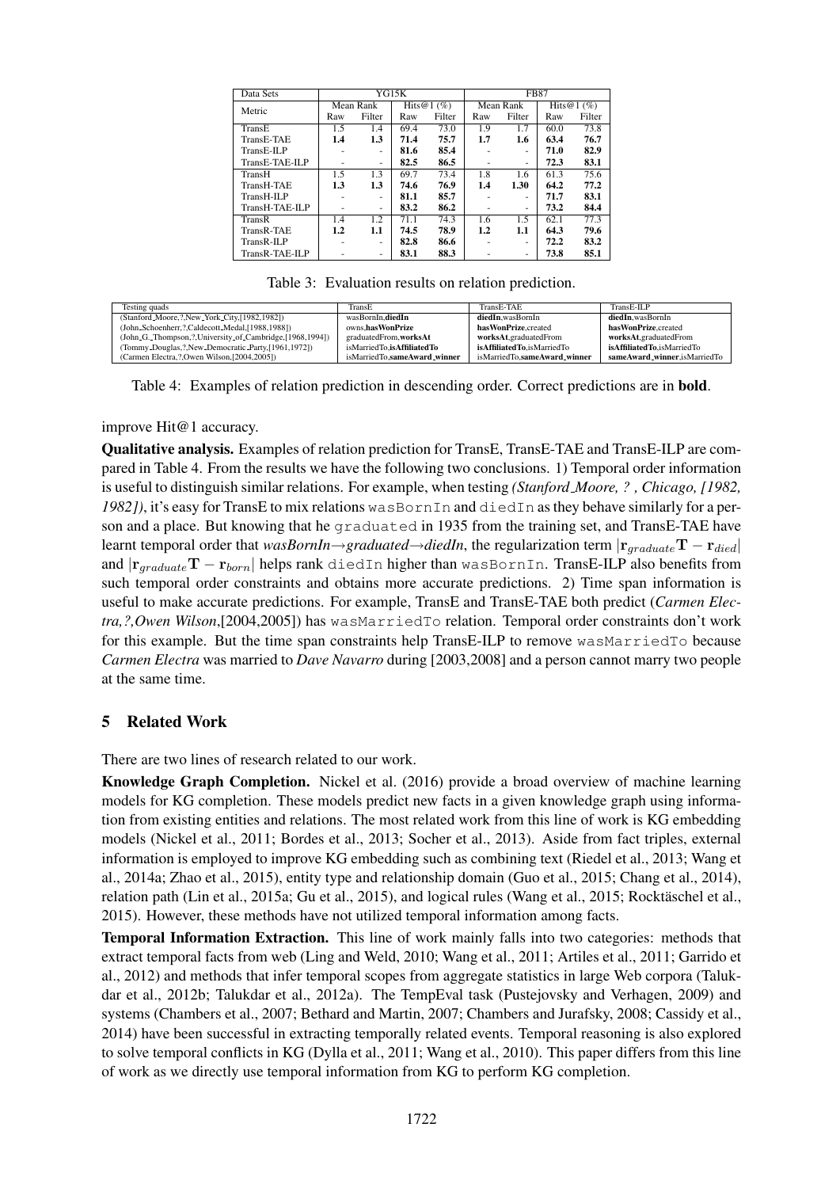| Data Sets | YG15K | | | | FB87 | | | |
|---|---|---|---|---|---|---|---|---|
| Metric | Mean Rank | | Hits@1 (%) | | Mean Rank | | Hits@1 (%) | |
| | Raw | Filter | Raw | Filter | Raw | Filter | Raw | Filter |
| TransE | 1.5 | 1.4 | 69.4 | 73.0 | 1.9 | 1.7 | 60.0 | 73.8 |
| TransE-TAE | **1.4** | **1.3** | **71.4** | **75.7** | **1.7** | **1.6** | **63.4** | **76.7** |
| TransE-ILP | - | - | **81.6** | **85.4** | - | - | **71.0** | **82.9** |
| TransE-TAE-ILP | - | - | **82.5** | **86.5** | - | - | **72.3** | **83.1** |
| TransH | 1.5 | 1.3 | 69.7 | 73.4 | 1.8 | 1.6 | 61.3 | 75.6 |
| TransH-TAE | **1.3** | **1.3** | **74.6** | **76.9** | **1.4** | **1.30** | **64.2** | **77.2** |
| TransH-ILP | - | - | **81.1** | **85.7** | - | - | **71.7** | **83.1** |
| TransH-TAE-ILP | - | - | **83.2** | **86.2** | - | - | **73.2** | **84.4** |
| TransR | 1.4 | 1.2 | 71.1 | 74.3 | 1.6 | 1.5 | 62.1 | 77.3 |
| TransR-TAE | **1.2** | **1.1** | **74.5** | **78.9** | **1.2** | **1.1** | **64.3** | **79.6** |
| TransR-ILP | - | - | **82.8** | **86.6** | - | - | **72.2** | **83.2** |
| TransR-TAE-ILP | - | - | **83.1** | **88.3** | - | - | **73.8** | **85.1** |

Table 3: Evaluation results on relation prediction.

| Testing quads | TransE | TransE-TAE | TransE-ILP |
|---|---|---|---|
| (Stanford_Moore,?,New_York_City,[1982,1982]) | wasBornIn,**diedIn** | **diedIn**,wasBornIn | **diedIn**,wasBornIn |
| (John_Schoenherr,?,Caldecott_Medal,[1988,1988]) | owns,**hasWonPrize** | **hasWonPrize**,created | **hasWonPrize**,created |
| (John_G._Thompson,?,University_of_Cambridge,[1968,1994]) | graduatedFrom,**worksAt** | **worksAt**,graduatedFrom | **worksAt**,graduatedFrom |
| (Tommy_Douglas,?,New_Democratic_Party,[1961,1972]) | isMarriedTo,**isAffiliatedTo** | **isAffiliatedTo**,isMarriedTo | **isAffiliatedTo**,isMarriedTo |
| (Carmen Electra,?,Owen Wilson,[2004,2005]) | isMarriedTo,**sameAward_winner** | isMarriedTo,**sameAward_winner** | **sameAward_winner**,isMarriedTo |

Table 4: Examples of relation prediction in descending order. Correct predictions are in **bold**.

improve Hit@1 accuracy.

**Qualitative analysis.** Examples of relation prediction for TransE, TransE-TAE and TransE-ILP are compared in Table 4. From the results we have the following two conclusions. 1) Temporal order information is useful to distinguish similar relations. For example, when testing *(Stanford_Moore, ? , Chicago, [1982, 1982])*, it's easy for TransE to mix relations wasBornIn and diedIn as they behave similarly for a person and a place. But knowing that he graduated in 1935 from the training set, and TransE-TAE have learnt temporal order that *wasBornIn→graduated→diedIn*, the regularization term $|\mathbf{r}_{graduate}\mathbf{T} - \mathbf{r}_{died}|$ and $|\mathbf{r}_{graduate}\mathbf{T} - \mathbf{r}_{born}|$ helps rank diedIn higher than wasBornIn. TransE-ILP also benefits from such temporal order constraints and obtains more accurate predictions. 2) Time span information is useful to make accurate predictions. For example, TransE and TransE-TAE both predict (*Carmen Electra,?,Owen Wilson*,[2004,2005]) has wasMarriedTo relation. Temporal order constraints don't work for this example. But the time span constraints help TransE-ILP to remove wasMarriedTo because *Carmen Electra* was married to *Dave Navarro* during [2003,2008] and a person cannot marry two people at the same time.

## 5 Related Work

There are two lines of research related to our work.

**Knowledge Graph Completion.** Nickel et al. (2016) provide a broad overview of machine learning models for KG completion. These models predict new facts in a given knowledge graph using information from existing entities and relations. The most related work from this line of work is KG embedding models (Nickel et al., 2011; Bordes et al., 2013; Socher et al., 2013). Aside from fact triples, external information is employed to improve KG embedding such as combining text (Riedel et al., 2013; Wang et al., 2014a; Zhao et al., 2015), entity type and relationship domain (Guo et al., 2015; Chang et al., 2014), relation path (Lin et al., 2015a; Gu et al., 2015), and logical rules (Wang et al., 2015; Rocktäschel et al., 2015). However, these methods have not utilized temporal information among facts.

**Temporal Information Extraction.** This line of work mainly falls into two categories: methods that extract temporal facts from web (Ling and Weld, 2010; Wang et al., 2011; Artiles et al., 2011; Garrido et al., 2012) and methods that infer temporal scopes from aggregate statistics in large Web corpora (Talukdar et al., 2012b; Talukdar et al., 2012a). The TempEval task (Pustejovsky and Verhagen, 2009) and systems (Chambers et al., 2007; Bethard and Martin, 2007; Chambers and Jurafsky, 2008; Cassidy et al., 2014) have been successful in extracting temporally related events. Temporal reasoning is also explored to solve temporal conflicts in KG (Dylla et al., 2011; Wang et al., 2010). This paper differs from this line of work as we directly use temporal information from KG to perform KG completion.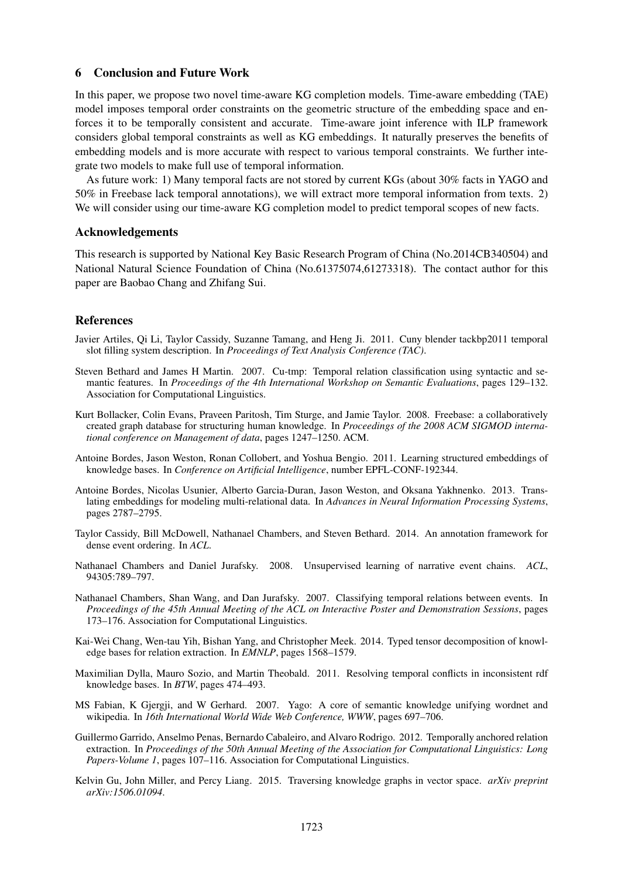## 6 Conclusion and Future Work

In this paper, we propose two novel time-aware KG completion models. Time-aware embedding (TAE) model imposes temporal order constraints on the geometric structure of the embedding space and enforces it to be temporally consistent and accurate. Time-aware joint inference with ILP framework considers global temporal constraints as well as KG embeddings. It naturally preserves the benefits of embedding models and is more accurate with respect to various temporal constraints. We further integrate two models to make full use of temporal information.

As future work: 1) Many temporal facts are not stored by current KGs (about 30% facts in YAGO and 50% in Freebase lack temporal annotations), we will extract more temporal information from texts. 2) We will consider using our time-aware KG completion model to predict temporal scopes of new facts.

## Acknowledgements

This research is supported by National Key Basic Research Program of China (No.2014CB340504) and National Natural Science Foundation of China (No.61375074,61273318). The contact author for this paper are Baobao Chang and Zhifang Sui.

## References

Javier Artiles, Qi Li, Taylor Cassidy, Suzanne Tamang, and Heng Ji. 2011. Cuny blender tackbp2011 temporal slot filling system description. In *Proceedings of Text Analysis Conference (TAC)*.

Steven Bethard and James H Martin. 2007. Cu-tmp: Temporal relation classification using syntactic and semantic features. In *Proceedings of the 4th International Workshop on Semantic Evaluations*, pages 129–132. Association for Computational Linguistics.

Kurt Bollacker, Colin Evans, Praveen Paritosh, Tim Sturge, and Jamie Taylor. 2008. Freebase: a collaboratively created graph database for structuring human knowledge. In *Proceedings of the 2008 ACM SIGMOD international conference on Management of data*, pages 1247–1250. ACM.

Antoine Bordes, Jason Weston, Ronan Collobert, and Yoshua Bengio. 2011. Learning structured embeddings of knowledge bases. In *Conference on Artificial Intelligence*, number EPFL-CONF-192344.

Antoine Bordes, Nicolas Usunier, Alberto Garcia-Duran, Jason Weston, and Oksana Yakhnenko. 2013. Translating embeddings for modeling multi-relational data. In *Advances in Neural Information Processing Systems*, pages 2787–2795.

Taylor Cassidy, Bill McDowell, Nathanael Chambers, and Steven Bethard. 2014. An annotation framework for dense event ordering. In *ACL*.

Nathanael Chambers and Daniel Jurafsky. 2008. Unsupervised learning of narrative event chains. *ACL*, 94305:789–797.

Nathanael Chambers, Shan Wang, and Dan Jurafsky. 2007. Classifying temporal relations between events. In *Proceedings of the 45th Annual Meeting of the ACL on Interactive Poster and Demonstration Sessions*, pages 173–176. Association for Computational Linguistics.

Kai-Wei Chang, Wen-tau Yih, Bishan Yang, and Christopher Meek. 2014. Typed tensor decomposition of knowledge bases for relation extraction. In *EMNLP*, pages 1568–1579.

Maximilian Dylla, Mauro Sozio, and Martin Theobald. 2011. Resolving temporal conflicts in inconsistent rdf knowledge bases. In *BTW*, pages 474–493.

MS Fabian, K Gjergji, and W Gerhard. 2007. Yago: A core of semantic knowledge unifying wordnet and wikipedia. In *16th International World Wide Web Conference, WWW*, pages 697–706.

Guillermo Garrido, Anselmo Penas, Bernardo Cabaleiro, and Alvaro Rodrigo. 2012. Temporally anchored relation extraction. In *Proceedings of the 50th Annual Meeting of the Association for Computational Linguistics: Long Papers-Volume 1*, pages 107–116. Association for Computational Linguistics.

Kelvin Gu, John Miller, and Percy Liang. 2015. Traversing knowledge graphs in vector space. *arXiv preprint arXiv:1506.01094*.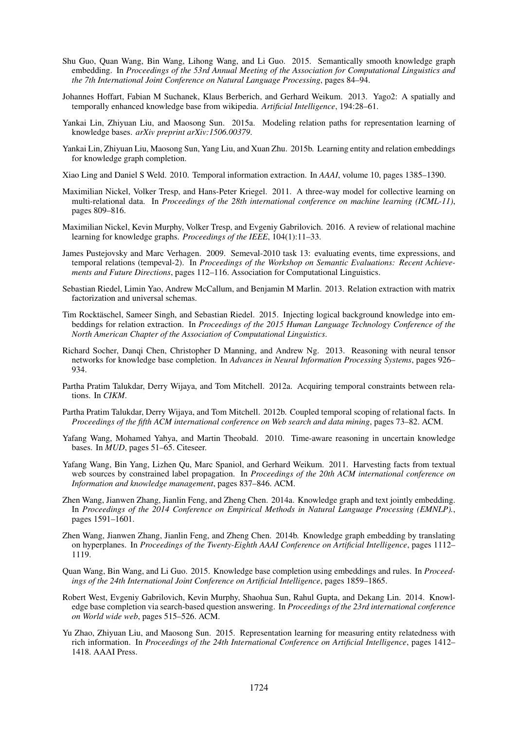Shu Guo, Quan Wang, Bin Wang, Lihong Wang, and Li Guo. 2015. Semantically smooth knowledge graph embedding. In *Proceedings of the 53rd Annual Meeting of the Association for Computational Linguistics and the 7th International Joint Conference on Natural Language Processing*, pages 84–94.

Johannes Hoffart, Fabian M Suchanek, Klaus Berberich, and Gerhard Weikum. 2013. Yago2: A spatially and temporally enhanced knowledge base from wikipedia. *Artificial Intelligence*, 194:28–61.

Yankai Lin, Zhiyuan Liu, and Maosong Sun. 2015a. Modeling relation paths for representation learning of knowledge bases. *arXiv preprint arXiv:1506.00379*.

Yankai Lin, Zhiyuan Liu, Maosong Sun, Yang Liu, and Xuan Zhu. 2015b. Learning entity and relation embeddings for knowledge graph completion.

Xiao Ling and Daniel S Weld. 2010. Temporal information extraction. In *AAAI*, volume 10, pages 1385–1390.

Maximilian Nickel, Volker Tresp, and Hans-Peter Kriegel. 2011. A three-way model for collective learning on multi-relational data. In *Proceedings of the 28th international conference on machine learning (ICML-11)*, pages 809–816.

Maximilian Nickel, Kevin Murphy, Volker Tresp, and Evgeniy Gabrilovich. 2016. A review of relational machine learning for knowledge graphs. *Proceedings of the IEEE*, 104(1):11–33.

James Pustejovsky and Marc Verhagen. 2009. Semeval-2010 task 13: evaluating events, time expressions, and temporal relations (tempeval-2). In *Proceedings of the Workshop on Semantic Evaluations: Recent Achievements and Future Directions*, pages 112–116. Association for Computational Linguistics.

Sebastian Riedel, Limin Yao, Andrew McCallum, and Benjamin M Marlin. 2013. Relation extraction with matrix factorization and universal schemas.

Tim Rocktäschel, Sameer Singh, and Sebastian Riedel. 2015. Injecting logical background knowledge into embeddings for relation extraction. In *Proceedings of the 2015 Human Language Technology Conference of the North American Chapter of the Association of Computational Linguistics*.

Richard Socher, Danqi Chen, Christopher D Manning, and Andrew Ng. 2013. Reasoning with neural tensor networks for knowledge base completion. In *Advances in Neural Information Processing Systems*, pages 926–934.

Partha Pratim Talukdar, Derry Wijaya, and Tom Mitchell. 2012a. Acquiring temporal constraints between relations. In *CIKM*.

Partha Pratim Talukdar, Derry Wijaya, and Tom Mitchell. 2012b. Coupled temporal scoping of relational facts. In *Proceedings of the fifth ACM international conference on Web search and data mining*, pages 73–82. ACM.

Yafang Wang, Mohamed Yahya, and Martin Theobald. 2010. Time-aware reasoning in uncertain knowledge bases. In *MUD*, pages 51–65. Citeseer.

Yafang Wang, Bin Yang, Lizhen Qu, Marc Spaniol, and Gerhard Weikum. 2011. Harvesting facts from textual web sources by constrained label propagation. In *Proceedings of the 20th ACM international conference on Information and knowledge management*, pages 837–846. ACM.

Zhen Wang, Jianwen Zhang, Jianlin Feng, and Zheng Chen. 2014a. Knowledge graph and text jointly embedding. In *Proceedings of the 2014 Conference on Empirical Methods in Natural Language Processing (EMNLP).*, pages 1591–1601.

Zhen Wang, Jianwen Zhang, Jianlin Feng, and Zheng Chen. 2014b. Knowledge graph embedding by translating on hyperplanes. In *Proceedings of the Twenty-Eighth AAAI Conference on Artificial Intelligence*, pages 1112–1119.

Quan Wang, Bin Wang, and Li Guo. 2015. Knowledge base completion using embeddings and rules. In *Proceedings of the 24th International Joint Conference on Artificial Intelligence*, pages 1859–1865.

Robert West, Evgeniy Gabrilovich, Kevin Murphy, Shaohua Sun, Rahul Gupta, and Dekang Lin. 2014. Knowledge base completion via search-based question answering. In *Proceedings of the 23rd international conference on World wide web*, pages 515–526. ACM.

Yu Zhao, Zhiyuan Liu, and Maosong Sun. 2015. Representation learning for measuring entity relatedness with rich information. In *Proceedings of the 24th International Conference on Artificial Intelligence*, pages 1412–1418. AAAI Press.